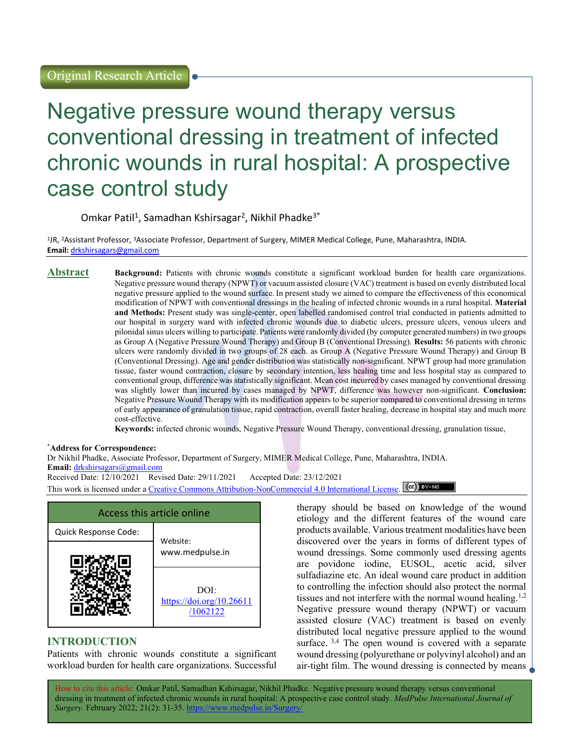Original Research Article

# Negative pressure wound therapy versus conventional dressing in treatment of infected chronic wounds in rural hospital: A prospective case control study

Omkar Patil[1], Samadhan Kshirsagar[2], Nikhil Phadke[3*]

[1]JR, [2]Assistant Professor, [3]Associate Professor, Department of Surgery, MIMER Medical College, Pune, Maharashtra, INDIA.
**Email:** drkshirsagars@gmail.com

## Abstract

**Background:** Patients with chronic wounds constitute a significant workload burden for health care organizations. Negative pressure wound therapy (NPWT) or vacuum assisted closure (VAC) treatment is based on evenly distributed local negative pressure applied to the wound surface. In present study we aimed to compare the effectiveness of this economical modification of NPWT with conventional dressings in the healing of infected chronic wounds in a rural hospital. **Material and Methods:** Present study was single-center, open labelled randomised control trial conducted in patients admitted to our hospital in surgery ward with infected chronic wounds due to diabetic ulcers, pressure ulcers, venous ulcers and pilonidal sinus ulcers willing to participate. Patients were randomly divided (by computer generated numbers) in two groups as Group A (Negative Pressure Wound Therapy) and Group B (Conventional Dressing). **Results:** 56 patients with chronic ulcers were randomly divided in two groups of 28 each. as Group A (Negative Pressure Wound Therapy) and Group B (Conventional Dressing). Age and gender distribution was statistically non-significant. NPWT group had more granulation tissue, faster wound contraction, closure by secondary intention, less healing time and less hospital stay as compared to conventional group, difference was statistically significant. Mean cost incurred by cases managed by conventional dressing was slightly lower than incurred by cases managed by NPWT, difference was however non-significant. **Conclusion:** Negative Pressure Wound Therapy with its modification appears to be superior compared to conventional dressing in terms of early appearance of granulation tissue, rapid contraction, overall faster healing, decrease in hospital stay and much more cost-effective.

**Keywords:** infected chronic wounds, Negative Pressure Wound Therapy, conventional dressing, granulation tissue,

***Address for Correspondence:**
Dr Nikhil Phadke, Associate Professor, Department of Surgery, MIMER Medical College, Pune, Maharashtra, INDIA.
**Email:** drkshirsagars@gmail.com
Received Date: 12/10/2021 Revised Date: 29/11/2021 Accepted Date: 23/12/2021
This work is licensed under a Creative Commons Attribution-NonCommercial 4.0 International License.

| Access this article online | |
|---|---|
| Quick Response Code: | Website: www.medpulse.in |
| | DOI: https://doi.org/10.26611/1062122 |

## INTRODUCTION

Patients with chronic wounds constitute a significant workload burden for health care organizations. Successful therapy should be based on knowledge of the wound etiology and the different features of the wound care products available. Various treatment modalities have been discovered over the years in forms of different types of wound dressings. Some commonly used dressing agents are povidone iodine, EUSOL, acetic acid, silver sulfadiazine etc. An ideal wound care product in addition to controlling the infection should also protect the normal tissues and not interfere with the normal wound healing.[1,2] Negative pressure wound therapy (NPWT) or vacuum assisted closure (VAC) treatment is based on evenly distributed local negative pressure applied to the wound surface.[3,4] The open wound is covered with a separate wound dressing (polyurethane or polyvinyl alcohol) and an air-tight film. The wound dressing is connected by means

How to cite this article: Omkar Patil, Samadhan Kshirsagar, Nikhil Phadke. Negative pressure wound therapy versus conventional dressing in treatment of infected chronic wounds in rural hospital: A prospective case control study. *MedPulse International Journal of Surgery.* February 2022; 21(2): 31-35. https://www.medpulse.in/Surgery/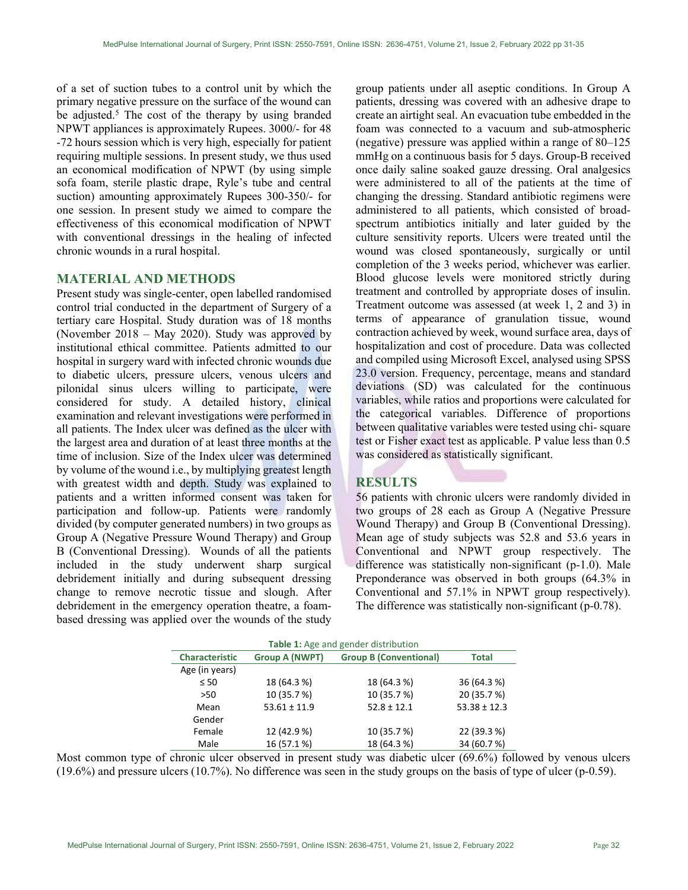of a set of suction tubes to a control unit by which the primary negative pressure on the surface of the wound can be adjusted.[5] The cost of the therapy by using branded NPWT appliances is approximately Rupees. 3000/- for 48 -72 hours session which is very high, especially for patient requiring multiple sessions. In present study, we thus used an economical modification of NPWT (by using simple sofa foam, sterile plastic drape, Ryle's tube and central suction) amounting approximately Rupees 300-350/- for one session. In present study we aimed to compare the effectiveness of this economical modification of NPWT with conventional dressings in the healing of infected chronic wounds in a rural hospital.

## MATERIAL AND METHODS

Present study was single-center, open labelled randomised control trial conducted in the department of Surgery of a tertiary care Hospital. Study duration was of 18 months (November 2018 – May 2020). Study was approved by institutional ethical committee. Patients admitted to our hospital in surgery ward with infected chronic wounds due to diabetic ulcers, pressure ulcers, venous ulcers and pilonidal sinus ulcers willing to participate, were considered for study. A detailed history, clinical examination and relevant investigations were performed in all patients. The Index ulcer was defined as the ulcer with the largest area and duration of at least three months at the time of inclusion. Size of the Index ulcer was determined by volume of the wound i.e., by multiplying greatest length with greatest width and depth. Study was explained to patients and a written informed consent was taken for participation and follow-up. Patients were randomly divided (by computer generated numbers) in two groups as Group A (Negative Pressure Wound Therapy) and Group B (Conventional Dressing). Wounds of all the patients included in the study underwent sharp surgical debridement initially and during subsequent dressing change to remove necrotic tissue and slough. After debridement in the emergency operation theatre, a foam-based dressing was applied over the wounds of the study group patients under all aseptic conditions. In Group A patients, dressing was covered with an adhesive drape to create an airtight seal. An evacuation tube embedded in the foam was connected to a vacuum and sub-atmospheric (negative) pressure was applied within a range of 80–125 mmHg on a continuous basis for 5 days. Group-B received once daily saline soaked gauze dressing. Oral analgesics were administered to all of the patients at the time of changing the dressing. Standard antibiotic regimens were administered to all patients, which consisted of broad-spectrum antibiotics initially and later guided by the culture sensitivity reports. Ulcers were treated until the wound was closed spontaneously, surgically or until completion of the 3 weeks period, whichever was earlier. Blood glucose levels were monitored strictly during treatment and controlled by appropriate doses of insulin. Treatment outcome was assessed (at week 1, 2 and 3) in terms of appearance of granulation tissue, wound contraction achieved by week, wound surface area, days of hospitalization and cost of procedure. Data was collected and compiled using Microsoft Excel, analysed using SPSS 23.0 version. Frequency, percentage, means and standard deviations (SD) was calculated for the continuous variables, while ratios and proportions were calculated for the categorical variables. Difference of proportions between qualitative variables were tested using chi- square test or Fisher exact test as applicable. P value less than 0.5 was considered as statistically significant.

## RESULTS

56 patients with chronic ulcers were randomly divided in two groups of 28 each as Group A (Negative Pressure Wound Therapy) and Group B (Conventional Dressing). Mean age of study subjects was 52.8 and 53.6 years in Conventional and NPWT group respectively. The difference was statistically non-significant (p-1.0). Male Preponderance was observed in both groups (64.3% in Conventional and 57.1% in NPWT group respectively). The difference was statistically non-significant (p-0.78).

**Table 1:** Age and gender distribution

| Characteristic | Group A (NWPT) | Group B (Conventional) | Total |
|---|---|---|---|
| Age (in years) | | | |
| ≤ 50 | 18 (64.3 %) | 18 (64.3 %) | 36 (64.3 %) |
| >50 | 10 (35.7 %) | 10 (35.7 %) | 20 (35.7 %) |
| Mean | 53.61 ± 11.9 | 52.8 ± 12.1 | 53.38 ± 12.3 |
| Gender | | | |
| Female | 12 (42.9 %) | 10 (35.7 %) | 22 (39.3 %) |
| Male | 16 (57.1 %) | 18 (64.3 %) | 34 (60.7 %) |

Most common type of chronic ulcer observed in present study was diabetic ulcer (69.6%) followed by venous ulcers (19.6%) and pressure ulcers (10.7%). No difference was seen in the study groups on the basis of type of ulcer (p-0.59).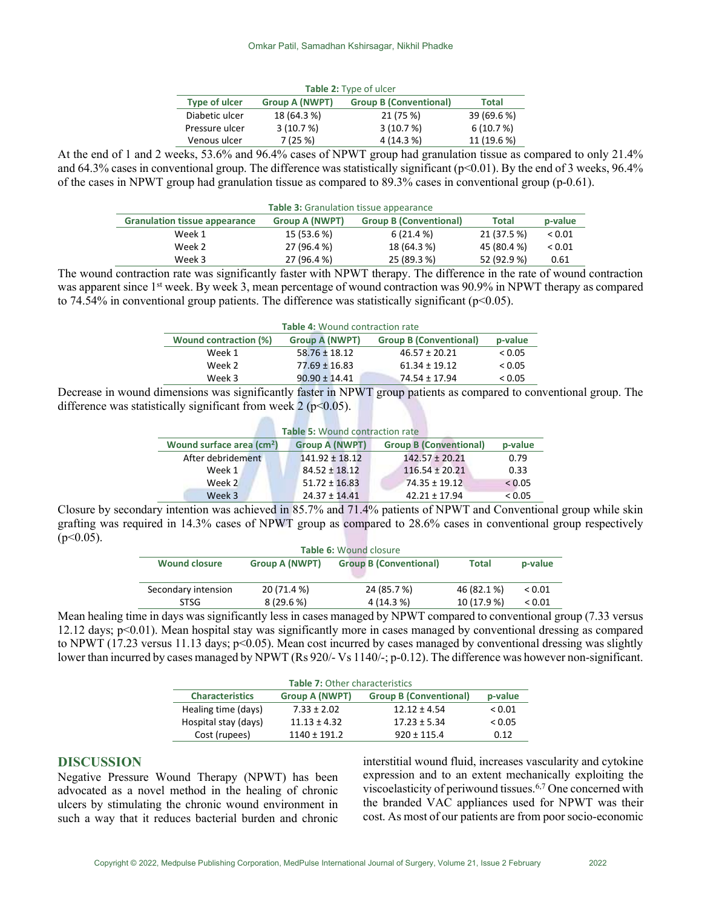**Table 2:** Type of ulcer

| Type of ulcer | Group A (NWPT) | Group B (Conventional) | Total |
|---|---|---|---|
| Diabetic ulcer | 18 (64.3 %) | 21 (75 %) | 39 (69.6 %) |
| Pressure ulcer | 3 (10.7 %) | 3 (10.7 %) | 6 (10.7 %) |
| Venous ulcer | 7 (25 %) | 4 (14.3 %) | 11 (19.6 %) |

At the end of 1 and 2 weeks, 53.6% and 96.4% cases of NPWT group had granulation tissue as compared to only 21.4% and 64.3% cases in conventional group. The difference was statistically significant (p<0.01). By the end of 3 weeks, 96.4% of the cases in NPWT group had granulation tissue as compared to 89.3% cases in conventional group (p-0.61).

**Table 3:** Granulation tissue appearance

| Granulation tissue appearance | Group A (NWPT) | Group B (Conventional) | Total | p-value |
|---|---|---|---|---|
| Week 1 | 15 (53.6 %) | 6 (21.4 %) | 21 (37.5 %) | < 0.01 |
| Week 2 | 27 (96.4 %) | 18 (64.3 %) | 45 (80.4 %) | < 0.01 |
| Week 3 | 27 (96.4 %) | 25 (89.3 %) | 52 (92.9 %) | 0.61 |

The wound contraction rate was significantly faster with NPWT therapy. The difference in the rate of wound contraction was apparent since 1st week. By week 3, mean percentage of wound contraction was 90.9% in NPWT therapy as compared to 74.54% in conventional group patients. The difference was statistically significant (p<0.05).

**Table 4:** Wound contraction rate

| Wound contraction (%) | Group A (NWPT) | Group B (Conventional) | p-value |
|---|---|---|---|
| Week 1 | 58.76 ± 18.12 | 46.57 ± 20.21 | < 0.05 |
| Week 2 | 77.69 ± 16.83 | 61.34 ± 19.12 | < 0.05 |
| Week 3 | 90.90 ± 14.41 | 74.54 ± 17.94 | < 0.05 |

Decrease in wound dimensions was significantly faster in NPWT group patients as compared to conventional group. The difference was statistically significant from week 2 (p<0.05).

**Table 5:** Wound contraction rate

| Wound surface area (cm²) | Group A (NWPT) | Group B (Conventional) | p-value |
|---|---|---|---|
| After debridement | 141.92 ± 18.12 | 142.57 ± 20.21 | 0.79 |
| Week 1 | 84.52 ± 18.12 | 116.54 ± 20.21 | 0.33 |
| Week 2 | 51.72 ± 16.83 | 74.35 ± 19.12 | < 0.05 |
| Week 3 | 24.37 ± 14.41 | 42.21 ± 17.94 | < 0.05 |

Closure by secondary intention was achieved in 85.7% and 71.4% patients of NPWT and Conventional group while skin grafting was required in 14.3% cases of NPWT group as compared to 28.6% cases in conventional group respectively (p<0.05).

**Table 6:** Wound closure

| Wound closure | Group A (NWPT) | Group B (Conventional) | Total | p-value |
|---|---|---|---|---|
| Secondary intension | 20 (71.4 %) | 24 (85.7 %) | 46 (82.1 %) | < 0.01 |
| STSG | 8 (29.6 %) | 4 (14.3 %) | 10 (17.9 %) | < 0.01 |

Mean healing time in days was significantly less in cases managed by NPWT compared to conventional group (7.33 versus 12.12 days; p<0.01). Mean hospital stay was significantly more in cases managed by conventional dressing as compared to NPWT (17.23 versus 11.13 days; p<0.05). Mean cost incurred by cases managed by conventional dressing was slightly lower than incurred by cases managed by NPWT (Rs 920/- Vs 1140/-; p-0.12). The difference was however non-significant.

**Table 7:** Other characteristics

| Characteristics | Group A (NWPT) | Group B (Conventional) | p-value |
|---|---|---|---|
| Healing time (days) | 7.33 ± 2.02 | 12.12 ± 4.54 | < 0.01 |
| Hospital stay (days) | 11.13 ± 4.32 | 17.23 ± 5.34 | < 0.05 |
| Cost (rupees) | 1140 ± 191.2 | 920 ± 115.4 | 0.12 |

## DISCUSSION

Negative Pressure Wound Therapy (NPWT) has been advocated as a novel method in the healing of chronic ulcers by stimulating the chronic wound environment in such a way that it reduces bacterial burden and chronic interstitial wound fluid, increases vascularity and cytokine expression and to an extent mechanically exploiting the viscoelasticity of periwound tissues.[6,7] One concerned with the branded VAC appliances used for NPWT was their cost. As most of our patients are from poor socio-economic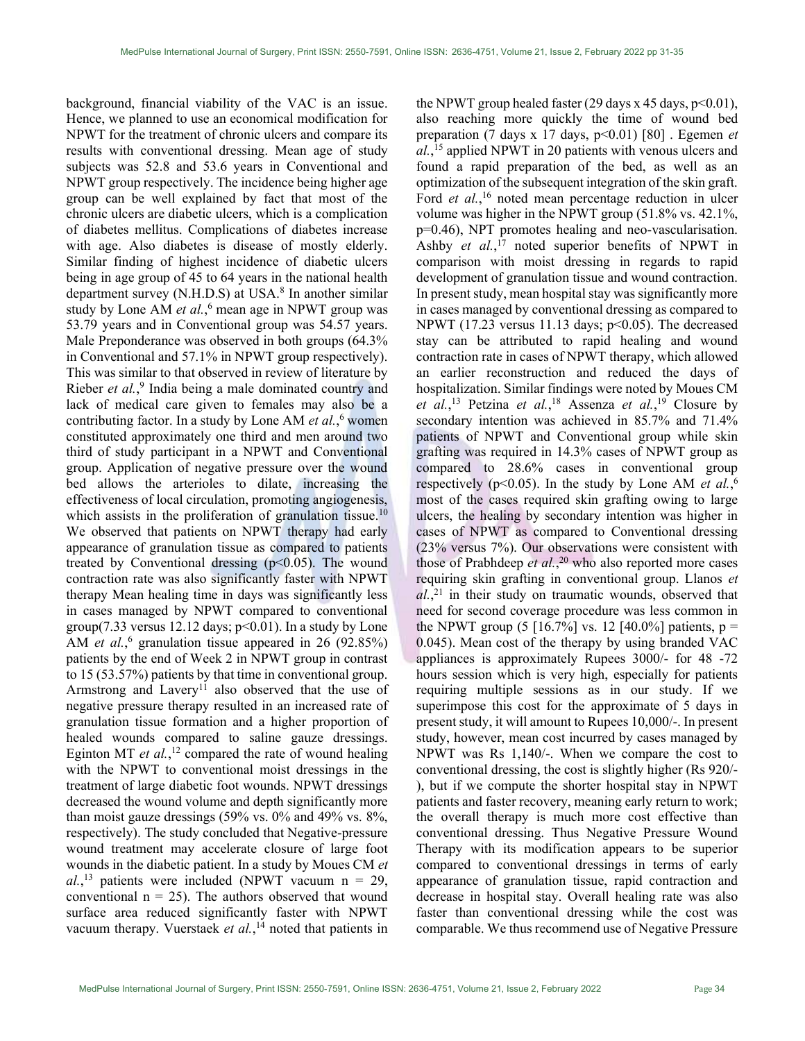background, financial viability of the VAC is an issue. Hence, we planned to use an economical modification for NPWT for the treatment of chronic ulcers and compare its results with conventional dressing. Mean age of study subjects was 52.8 and 53.6 years in Conventional and NPWT group respectively. The incidence being higher age group can be well explained by fact that most of the chronic ulcers are diabetic ulcers, which is a complication of diabetes mellitus. Complications of diabetes increase with age. Also diabetes is disease of mostly elderly. Similar finding of highest incidence of diabetic ulcers being in age group of 45 to 64 years in the national health department survey (N.H.D.S) at USA.[8] In another similar study by Lone AM *et al.*,[6] mean age in NPWT group was 53.79 years and in Conventional group was 54.57 years. Male Preponderance was observed in both groups (64.3% in Conventional and 57.1% in NPWT group respectively). This was similar to that observed in review of literature by Rieber *et al.*,[9] India being a male dominated country and lack of medical care given to females may also be a contributing factor. In a study by Lone AM *et al.*,[6] women constituted approximately one third and men around two third of study participant in a NPWT and Conventional group. Application of negative pressure over the wound bed allows the arterioles to dilate, increasing the effectiveness of local circulation, promoting angiogenesis, which assists in the proliferation of granulation tissue.[10] We observed that patients on NPWT therapy had early appearance of granulation tissue as compared to patients treated by Conventional dressing ($p<0.05$). The wound contraction rate was also significantly faster with NPWT therapy Mean healing time in days was significantly less in cases managed by NPWT compared to conventional group(7.33 versus 12.12 days; $p<0.01$). In a study by Lone AM *et al.*,[6] granulation tissue appeared in 26 (92.85%) patients by the end of Week 2 in NPWT group in contrast to 15 (53.57%) patients by that time in conventional group. Armstrong and Lavery[11] also observed that the use of negative pressure therapy resulted in an increased rate of granulation tissue formation and a higher proportion of healed wounds compared to saline gauze dressings. Eginton MT *et al.*,[12] compared the rate of wound healing with the NPWT to conventional moist dressings in the treatment of large diabetic foot wounds. NPWT dressings decreased the wound volume and depth significantly more than moist gauze dressings (59% vs. 0% and 49% vs. 8%, respectively). The study concluded that Negative-pressure wound treatment may accelerate closure of large foot wounds in the diabetic patient. In a study by Moues CM *et al.*,[13] patients were included (NPWT vacuum n = 29, conventional n = 25). The authors observed that wound surface area reduced significantly faster with NPWT vacuum therapy. Vuerstaek *et al.*,[14] noted that patients in the NPWT group healed faster (29 days x 45 days, $p<0.01$), also reaching more quickly the time of wound bed preparation (7 days x 17 days, $p<0.01$) [80] . Egemen *et al.*,[15] applied NPWT in 20 patients with venous ulcers and found a rapid preparation of the bed, as well as an optimization of the subsequent integration of the skin graft. Ford *et al.*,[16] noted mean percentage reduction in ulcer volume was higher in the NPWT group (51.8% vs. 42.1%, p=0.46), NPT promotes healing and neo-vascularisation. Ashby *et al.*,[17] noted superior benefits of NPWT in comparison with moist dressing in regards to rapid development of granulation tissue and wound contraction. In present study, mean hospital stay was significantly more in cases managed by conventional dressing as compared to NPWT (17.23 versus 11.13 days; $p<0.05$). The decreased stay can be attributed to rapid healing and wound contraction rate in cases of NPWT therapy, which allowed an earlier reconstruction and reduced the days of hospitalization. Similar findings were noted by Moues CM *et al.*,[13] Petzina *et al.*,[18] Assenza *et al.*,[19] Closure by secondary intention was achieved in 85.7% and 71.4% patients of NPWT and Conventional group while skin grafting was required in 14.3% cases of NPWT group as compared to 28.6% cases in conventional group respectively ($p<0.05$). In the study by Lone AM *et al.*,[6] most of the cases required skin grafting owing to large ulcers, the healing by secondary intention was higher in cases of NPWT as compared to Conventional dressing (23% versus 7%). Our observations were consistent with those of Prabhdeep *et al.*,[20] who also reported more cases requiring skin grafting in conventional group. Llanos *et al.*,[21] in their study on traumatic wounds, observed that need for second coverage procedure was less common in the NPWT group (5 [16.7%] vs. 12 [40.0%] patients, p = 0.045). Mean cost of the therapy by using branded VAC appliances is approximately Rupees 3000/- for 48 -72 hours session which is very high, especially for patients requiring multiple sessions as in our study. If we superimpose this cost for the approximate of 5 days in present study, it will amount to Rupees 10,000/-. In present study, however, mean cost incurred by cases managed by NPWT was Rs 1,140/-. When we compare the cost to conventional dressing, the cost is slightly higher (Rs 920/-), but if we compute the shorter hospital stay in NPWT patients and faster recovery, meaning early return to work; the overall therapy is much more cost effective than conventional dressing. Thus Negative Pressure Wound Therapy with its modification appears to be superior compared to conventional dressings in terms of early appearance of granulation tissue, rapid contraction and decrease in hospital stay. Overall healing rate was also faster than conventional dressing while the cost was comparable. We thus recommend use of Negative Pressure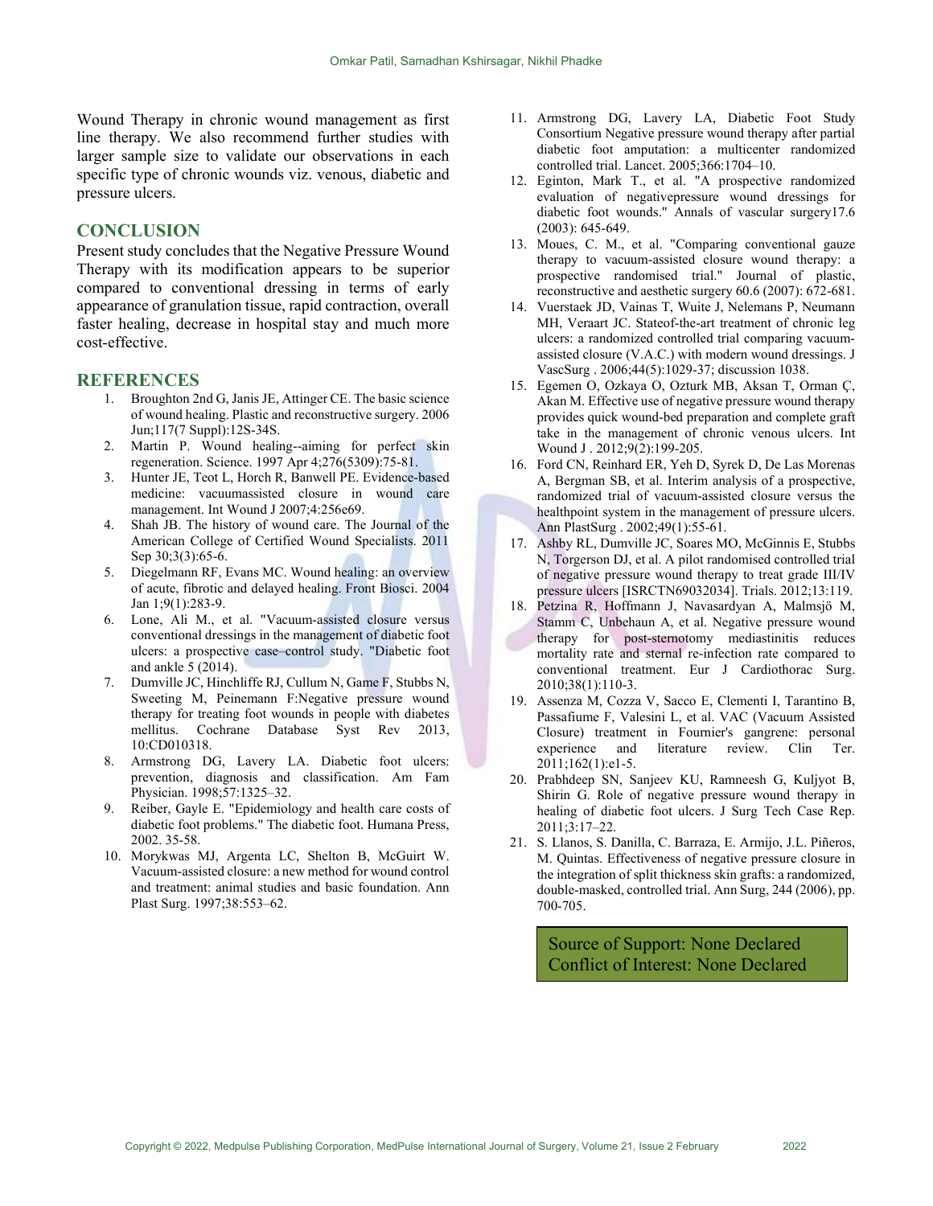Wound Therapy in chronic wound management as first line therapy. We also recommend further studies with larger sample size to validate our observations in each specific type of chronic wounds viz. venous, diabetic and pressure ulcers.

## CONCLUSION

Present study concludes that the Negative Pressure Wound Therapy with its modification appears to be superior compared to conventional dressing in terms of early appearance of granulation tissue, rapid contraction, overall faster healing, decrease in hospital stay and much more cost-effective.

## REFERENCES

1. Broughton 2nd G, Janis JE, Attinger CE. The basic science of wound healing. Plastic and reconstructive surgery. 2006 Jun;117(7 Suppl):12S-34S.
2. Martin P. Wound healing--aiming for perfect skin regeneration. Science. 1997 Apr 4;276(5309):75-81.
3. Hunter JE, Teot L, Horch R, Banwell PE. Evidence-based medicine: vacuumassisted closure in wound care management. Int Wound J 2007;4:256e69.
4. Shah JB. The history of wound care. The Journal of the American College of Certified Wound Specialists. 2011 Sep 30;3(3):65-6.
5. Diegelmann RF, Evans MC. Wound healing: an overview of acute, fibrotic and delayed healing. Front Biosci. 2004 Jan 1;9(1):283-9.
6. Lone, Ali M., et al. "Vacuum-assisted closure versus conventional dressings in the management of diabetic foot ulcers: a prospective case–control study. "Diabetic foot and ankle 5 (2014).
7. Dumville JC, Hinchliffe RJ, Cullum N, Game F, Stubbs N, Sweeting M, Peinemann F:Negative pressure wound therapy for treating foot wounds in people with diabetes mellitus. Cochrane Database Syst Rev 2013, 10:CD010318.
8. Armstrong DG, Lavery LA. Diabetic foot ulcers: prevention, diagnosis and classification. Am Fam Physician. 1998;57:1325–32.
9. Reiber, Gayle E. "Epidemiology and health care costs of diabetic foot problems." The diabetic foot. Humana Press, 2002. 35-58.
10. Morykwas MJ, Argenta LC, Shelton B, McGuirt W. Vacuum-assisted closure: a new method for wound control and treatment: animal studies and basic foundation. Ann Plast Surg. 1997;38:553–62.
11. Armstrong DG, Lavery LA, Diabetic Foot Study Consortium Negative pressure wound therapy after partial diabetic foot amputation: a multicenter randomized controlled trial. Lancet. 2005;366:1704–10.
12. Eginton, Mark T., et al. "A prospective randomized evaluation of negativepressure wound dressings for diabetic foot wounds." Annals of vascular surgery17.6 (2003): 645-649.
13. Moues, C. M., et al. "Comparing conventional gauze therapy to vacuum-assisted closure wound therapy: a prospective randomised trial." Journal of plastic, reconstructive and aesthetic surgery 60.6 (2007): 672-681.
14. Vuerstaek JD, Vainas T, Wuite J, Nelemans P, Neumann MH, Veraart JC. Stateof-the-art treatment of chronic leg ulcers: a randomized controlled trial comparing vacuum-assisted closure (V.A.C.) with modern wound dressings. J VascSurg . 2006;44(5):1029-37; discussion 1038.
15. Egemen O, Ozkaya O, Ozturk MB, Aksan T, Orman Ç, Akan M. Effective use of negative pressure wound therapy provides quick wound-bed preparation and complete graft take in the management of chronic venous ulcers. Int Wound J . 2012;9(2):199-205.
16. Ford CN, Reinhard ER, Yeh D, Syrek D, De Las Morenas A, Bergman SB, et al. Interim analysis of a prospective, randomized trial of vacuum-assisted closure versus the healthpoint system in the management of pressure ulcers. Ann PlastSurg . 2002;49(1):55-61.
17. Ashby RL, Dumville JC, Soares MO, McGinnis E, Stubbs N, Torgerson DJ, et al. A pilot randomised controlled trial of negative pressure wound therapy to treat grade III/IV pressure ulcers [ISRCTN69032034]. Trials. 2012;13:119.
18. Petzina R, Hoffmann J, Navasardyan A, Malmsjö M, Stamm C, Unbehaun A, et al. Negative pressure wound therapy for post-sternotomy mediastinitis reduces mortality rate and sternal re-infection rate compared to conventional treatment. Eur J Cardiothorac Surg. 2010;38(1):110-3.
19. Assenza M, Cozza V, Sacco E, Clementi I, Tarantino B, Passafiume F, Valesini L, et al. VAC (Vacuum Assisted Closure) treatment in Fournier's gangrene: personal experience and literature review. Clin Ter. 2011;162(1):e1-5.
20. Prabhdeep SN, Sanjeev KU, Ramneesh G, Kuljyot B, Shirin G. Role of negative pressure wound therapy in healing of diabetic foot ulcers. J Surg Tech Case Rep. 2011;3:17–22.
21. S. Llanos, S. Danilla, C. Barraza, E. Armijo, J.L. Piñeros, M. Quintas. Effectiveness of negative pressure closure in the integration of split thickness skin grafts: a randomized, double-masked, controlled trial. Ann Surg, 244 (2006), pp. 700-705.

Source of Support: None Declared
Conflict of Interest: None Declared